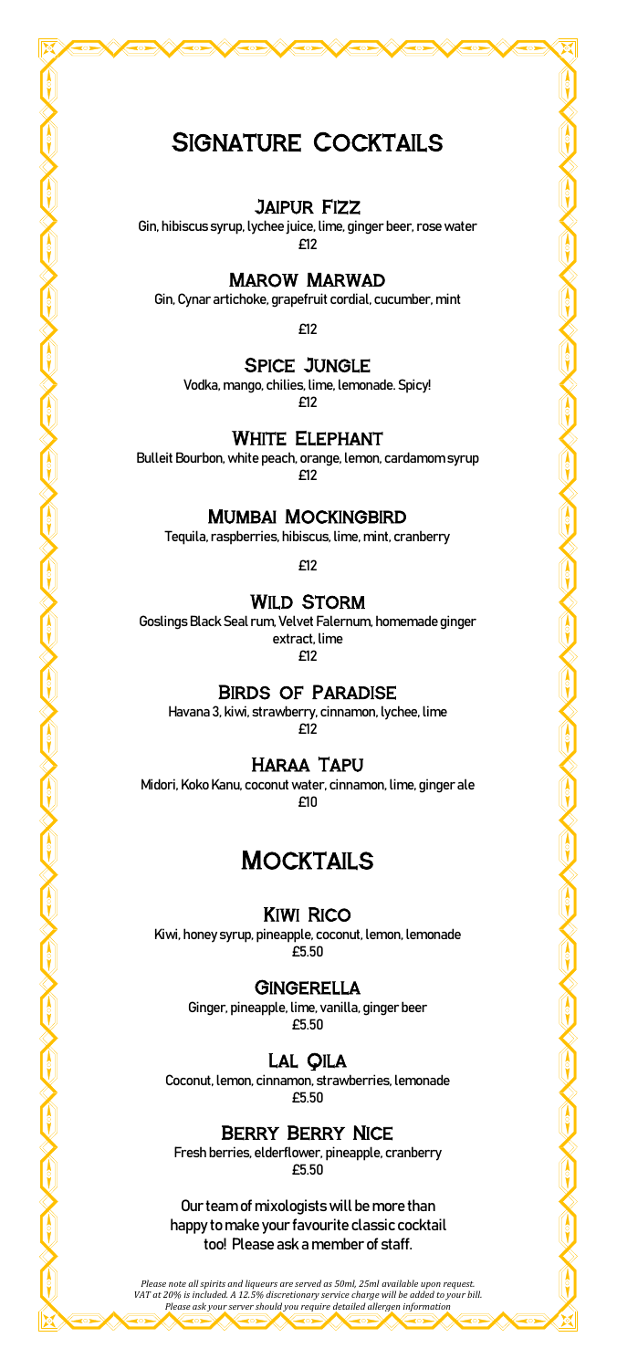# Signature Cocktails

### Jaipur Fizz

Gin, hibiscus syrup, lychee juice, lime, ginger beer, rose water

£12

### Marow Marwad

Gin, Cynar artichoke, grapefruit cordial, cucumber, mint

£12

### Spice Jungle

Vodka, mango, chilies, lime, lemonade. Spicy!

£12

### White Elephant

Bulleit Bourbon, white peach, orange, lemon, cardamom syrup

£12

### Mumbai Mockingbird

Tequila, raspberries, hibiscus, lime, mint, cranberry

£12

### Wild Storm

Goslings Black Seal rum, Velvet Falernum, homemade ginger extract, lime

£12

### Birds of Paradise

Havana 3, kiwi, strawberry, cinnamon, lychee, lime

£12

### Haraa Tapu

Midori, Koko Kanu, coconut water, cinnamon, lime, ginger ale

£10

# Mocktails

### Kiwi Rico

Kiwi, honey syrup, pineapple, coconut, lemon, lemonade

£5.50

### Gingerella

Ginger, pineapple, lime, vanilla, ginger beer

£5.50

### Lal Qila

Coconut, lemon, cinnamon, strawberries, lemonade

£5.50

### Berry Berry Nice

Fresh berries, elderflower, pineapple, cranberry

£5.50

Our team of mixologists will be more than happy to make your favourite classic cocktail too! Please ask a member of staff.

*Please note all spirits and liqueurs are served as 50ml, 25ml available upon request. VAT at 20% is included. A 12.5% discretionary service charge will be added to your bill. Please ask your server should you require detailed allergen information*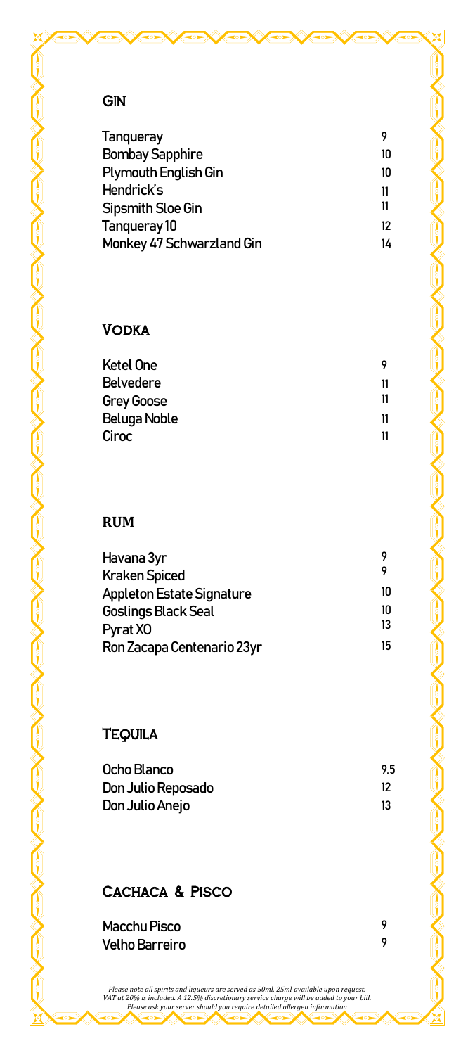## Gin

| | |
|---|---|
| Tanqueray | 9 |
| Bombay Sapphire | 10 |
| Plymouth English Gin | 10 |
| Hendrick's | 11 |
| Sipsmith Sloe Gin | 11 |
| Tanqueray 10 | 12 |
| Monkey 47 Schwarzland Gin | 14 |

## Vodka

| | |
|---|---|
| Ketel One | 9 |
| Belvedere | 11 |
| Grey Goose | 11 |
| Beluga Noble | 11 |
| Ciroc | 11 |

## RUM

| | |
|---|---|
| Havana 3yr | 9 |
| Kraken Spiced | 9 |
| Appleton Estate Signature | 10 |
| Goslings Black Seal | 10 |
| Pyrat XO | 13 |
| Ron Zacapa Centenario 23yr | 15 |

## Tequila

| | |
|---|---|
| Ocho Blanco | 9.5 |
| Don Julio Reposado | 12 |
| Don Julio Anejo | 13 |

## Cachaca & Pisco

| | |
|---|---|
| Macchu Pisco | 9 |
| Velho Barreiro | 9 |

*Please note all spirits and liqueurs are served as 50ml, 25ml available upon request.*
*VAT at 20% is included. A 12.5% discretionary service charge will be added to your bill.*
*Please ask your server should you require detailed allergen information*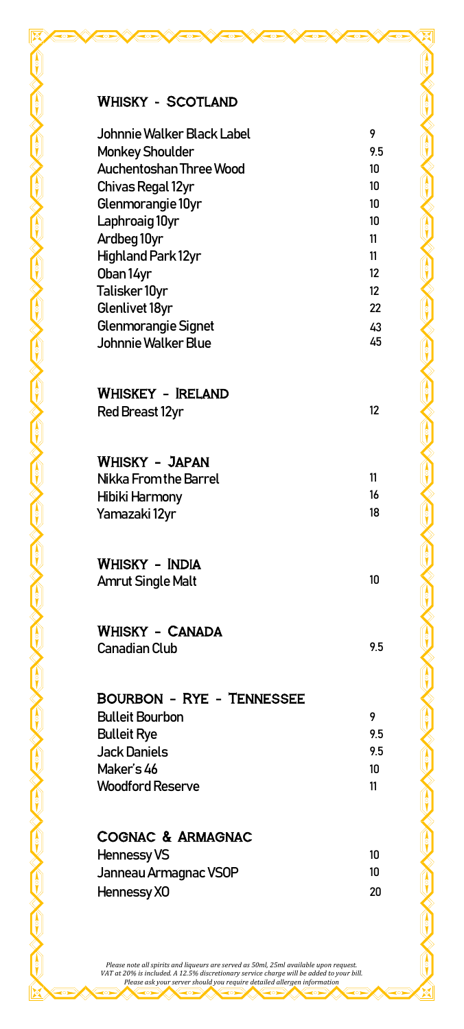## Whisky - Scotland

| | |
|---|---|
| Johnnie Walker Black Label | 9 |
| Monkey Shoulder | 9.5 |
| Auchentoshan Three Wood | 10 |
| Chivas Regal 12yr | 10 |
| Glenmorangie 10yr | 10 |
| Laphroaig 10yr | 10 |
| Ardbeg 10yr | 11 |
| Highland Park 12yr | 11 |
| Oban 14yr | 12 |
| Talisker 10yr | 12 |
| Glenlivet 18yr | 22 |
| Glenmorangie Signet | 43 |
| Johnnie Walker Blue | 45 |

## Whiskey - Ireland

| | |
|---|---|
| Red Breast 12yr | 12 |

## Whisky - Japan

| | |
|---|---|
| Nikka From the Barrel | 11 |
| Hibiki Harmony | 16 |
| Yamazaki 12yr | 18 |

## Whisky - India

| | |
|---|---|
| Amrut Single Malt | 10 |

## Whisky - Canada

| | |
|---|---|
| Canadian Club | 9.5 |

## Bourbon - Rye - Tennessee

| | |
|---|---|
| Bulleit Bourbon | 9 |
| Bulleit Rye | 9.5 |
| Jack Daniels | 9.5 |
| Maker's 46 | 10 |
| Woodford Reserve | 11 |

## Cognac & Armagnac

| | |
|---|---|
| Hennessy VS | 10 |
| Janneau Armagnac VSOP | 10 |
| Hennessy XO | 20 |

*Please note all spirits and liqueurs are served as 50ml, 25ml available upon request.*
*VAT at 20% is included. A 12.5% discretionary service charge will be added to your bill.*
*Please ask your server should you require detailed allergen information*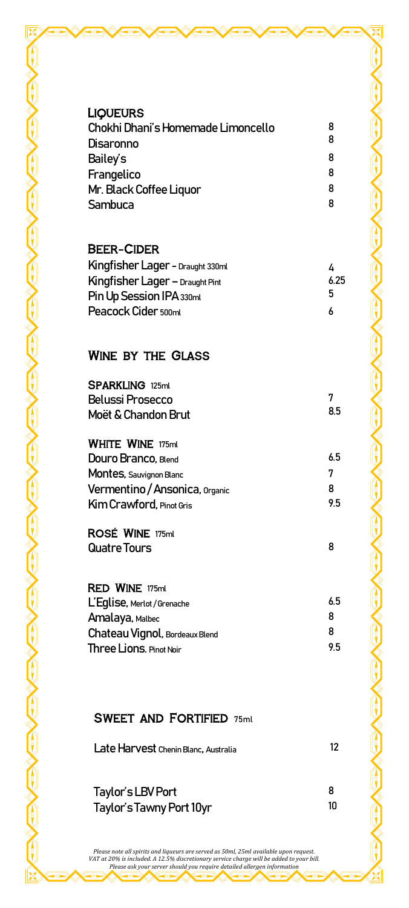## Liqueurs

| | |
|---|---|
| Chokhi Dhani's Homemade Limoncello | 8 |
| Disaronno | 8 |
| Bailey's | 8 |
| Frangelico | 8 |
| Mr. Black Coffee Liquor | 8 |
| Sambuca | 8 |

## Beer-Cider

| | |
|---|---|
| Kingfisher Lager - Draught 330ml | 4 |
| Kingfisher Lager – Draught Pint | 6.25 |
| Pin Up Session IPA 330ml | 5 |
| Peacock Cider 500ml | 6 |

## Wine by the Glass

### Sparkling 125ml

| | |
|---|---|
| Belussi Prosecco | 7 |
| Moët & Chandon Brut | 8.5 |

### White Wine 175ml

| | |
|---|---|
| Douro Branco, Blend | 6.5 |
| Montes, Sauvignon Blanc | 7 |
| Vermentino / Ansonica, Organic | 8 |
| Kim Crawford, Pinot Gris | 9.5 |

### Rosé Wine 175ml

| | |
|---|---|
| Quatre Tours | 8 |

### Red Wine 175ml

| | |
|---|---|
| L'Eglise, Merlot / Grenache | 6.5 |
| Amalaya, Malbec | 8 |
| Chateau Vignol, Bordeaux Blend | 8 |
| Three Lions. Pinot Noir | 9.5 |

## Sweet and Fortified 75ml

| | |
|---|---|
| Late Harvest Chenin Blanc, Australia | 12 |
| Taylor's LBV Port | 8 |
| Taylor's Tawny Port 10yr | 10 |

*Please note all spirits and liqueurs are served as 50ml, 25ml available upon request.*
*VAT at 20% is included. A 12.5% discretionary service charge will be added to your bill.*
*Please ask your server should you require detailed allergen information*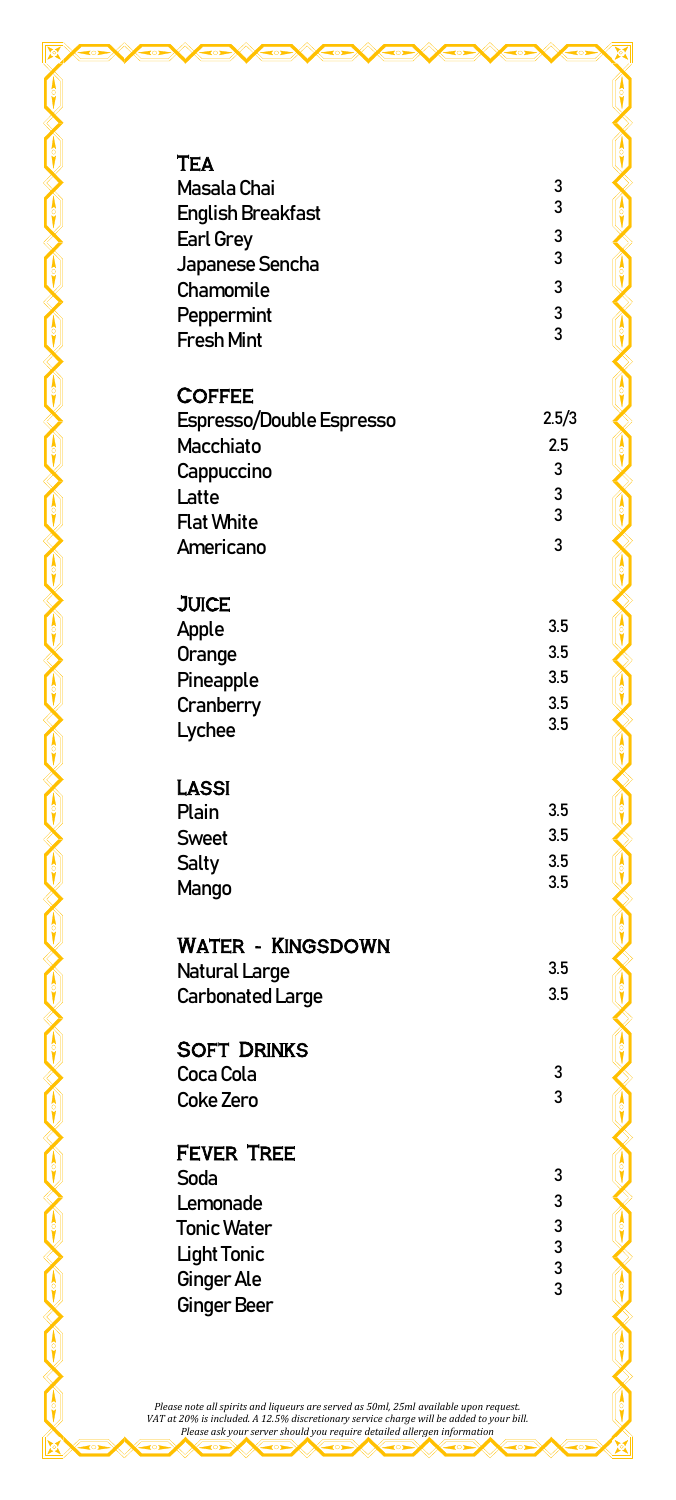## Tea

| | |
|---|---|
| Masala Chai | 3 |
| English Breakfast | 3 |
| Earl Grey | 3 |
| Japanese Sencha | 3 |
| Chamomile | 3 |
| Peppermint | 3 |
| Fresh Mint | 3 |

## Coffee

| | |
|---|---|
| Espresso/Double Espresso | 2.5/3 |
| Macchiato | 2.5 |
| Cappuccino | 3 |
| Latte | 3 |
| Flat White | 3 |
| Americano | 3 |

## Juice

| | |
|---|---|
| Apple | 3.5 |
| Orange | 3.5 |
| Pineapple | 3.5 |
| Cranberry | 3.5 |
| Lychee | 3.5 |

## Lassi

| | |
|---|---|
| Plain | 3.5 |
| Sweet | 3.5 |
| Salty | 3.5 |
| Mango | 3.5 |

## Water - Kingsdown

| | |
|---|---|
| Natural Large | 3.5 |
| Carbonated Large | 3.5 |

## Soft Drinks

| | |
|---|---|
| Coca Cola | 3 |
| Coke Zero | 3 |

## Fever Tree

| | |
|---|---|
| Soda | 3 |
| Lemonade | 3 |
| Tonic Water | 3 |
| Light Tonic | 3 |
| Ginger Ale | 3 |
| Ginger Beer | 3 |

*Please note all spirits and liqueurs are served as 50ml, 25ml available upon request.*
*VAT at 20% is included. A 12.5% discretionary service charge will be added to your bill.*
*Please ask your server should you require detailed allergen information*